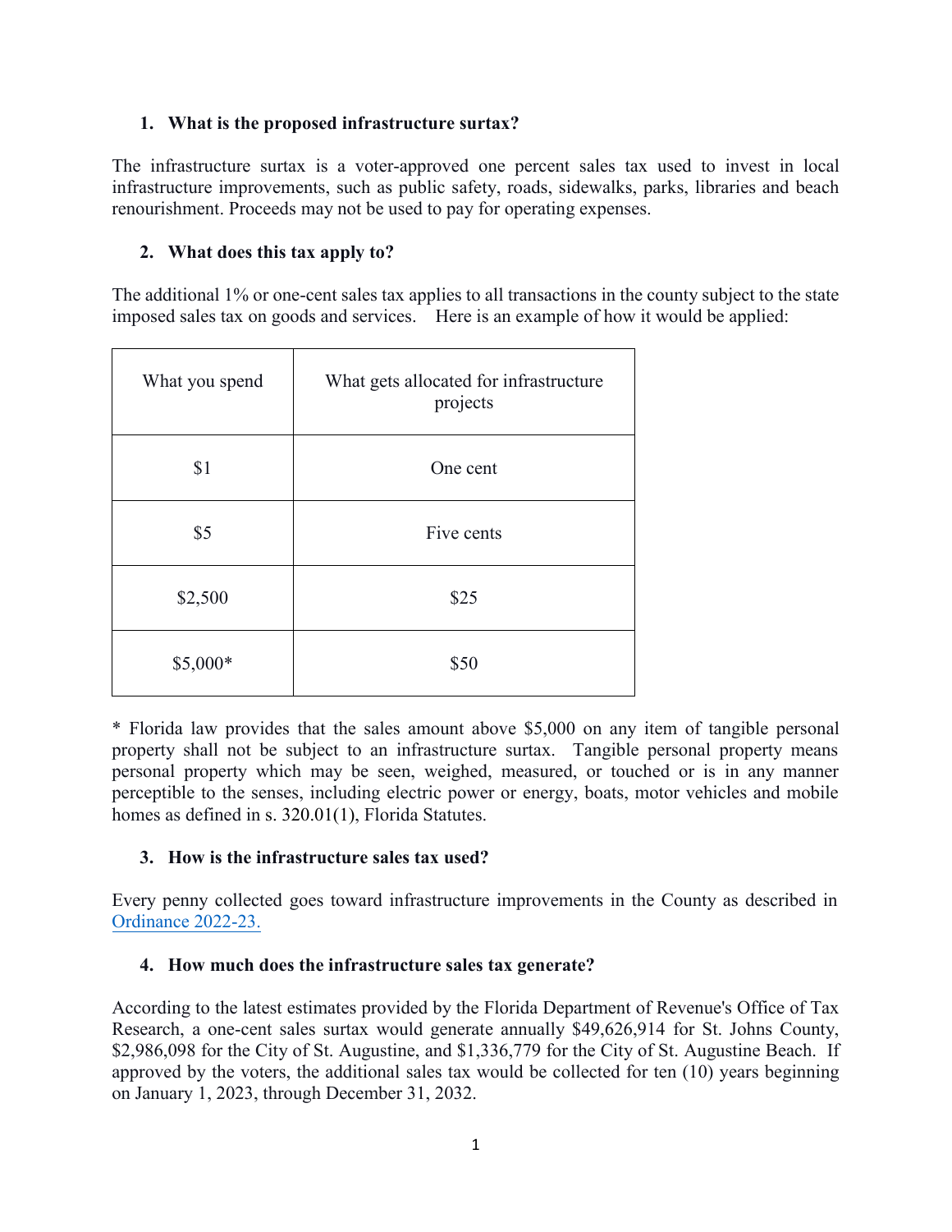## 1. What is the proposed infrastructure surtax?

The infrastructure surtax is a voter-approved one percent sales tax used to invest in local infrastructure improvements, such as public safety, roads, sidewalks, parks, libraries and beach renourishment. Proceeds may not be used to pay for operating expenses.

## 2. What does this tax apply to?

The additional 1% or one-cent sales tax applies to all transactions in the county subject to the state imposed sales tax on goods and services. Here is an example of how it would be applied:

| What you spend | What gets allocated for infrastructure projects |
|---|---|
| $1 | One cent |
| $5 | Five cents |
| $2,500 | $25 |
| $5,000* | $50 |

* Florida law provides that the sales amount above $5,000 on any item of tangible personal property shall not be subject to an infrastructure surtax. Tangible personal property means personal property which may be seen, weighed, measured, or touched or is in any manner perceptible to the senses, including electric power or energy, boats, motor vehicles and mobile homes as defined in s. 320.01(1), Florida Statutes.

## 3. How is the infrastructure sales tax used?

Every penny collected goes toward infrastructure improvements in the County as described in Ordinance 2022-23.

## 4. How much does the infrastructure sales tax generate?

According to the latest estimates provided by the Florida Department of Revenue's Office of Tax Research, a one-cent sales surtax would generate annually $49,626,914 for St. Johns County, $2,986,098 for the City of St. Augustine, and $1,336,779 for the City of St. Augustine Beach. If approved by the voters, the additional sales tax would be collected for ten (10) years beginning on January 1, 2023, through December 31, 2032.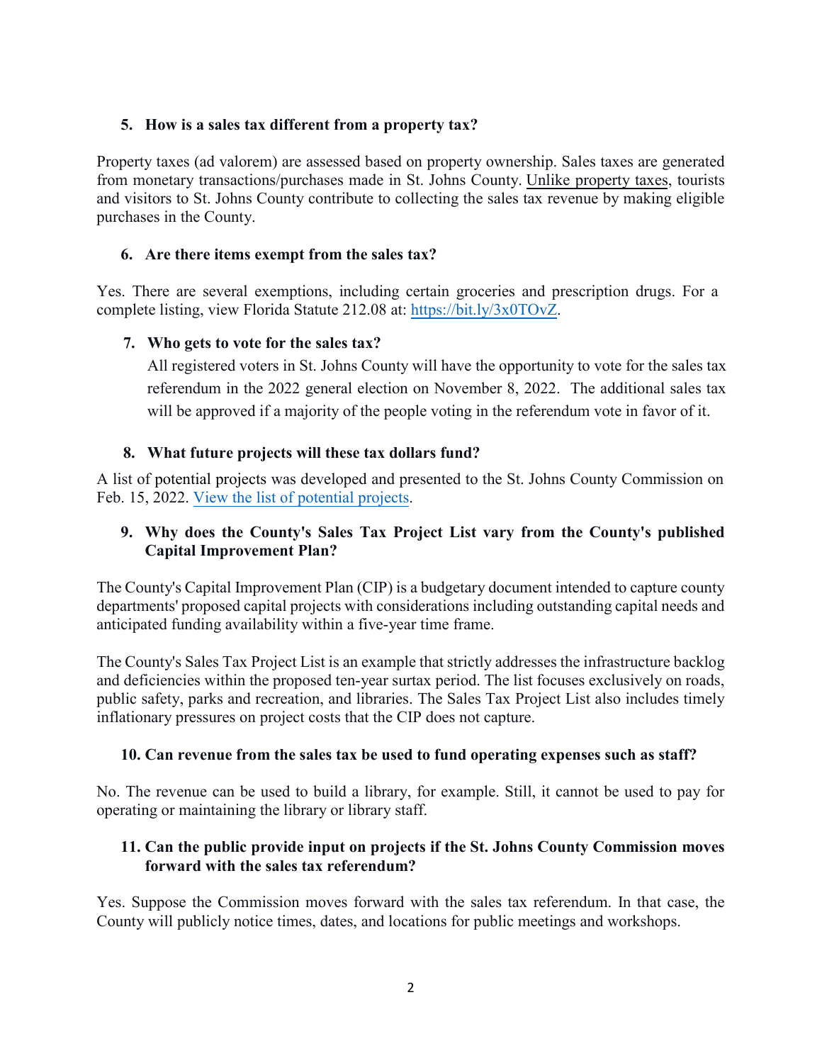**5. How is a sales tax different from a property tax?**

Property taxes (ad valorem) are assessed based on property ownership. Sales taxes are generated from monetary transactions/purchases made in St. Johns County. Unlike property taxes, tourists and visitors to St. Johns County contribute to collecting the sales tax revenue by making eligible purchases in the County.

**6. Are there items exempt from the sales tax?**

Yes. There are several exemptions, including certain groceries and prescription drugs. For a complete listing, view Florida Statute 212.08 at: https://bit.ly/3x0TOvZ.

**7. Who gets to vote for the sales tax?**

All registered voters in St. Johns County will have the opportunity to vote for the sales tax referendum in the 2022 general election on November 8, 2022. The additional sales tax will be approved if a majority of the people voting in the referendum vote in favor of it.

**8. What future projects will these tax dollars fund?**

A list of potential projects was developed and presented to the St. Johns County Commission on Feb. 15, 2022. View the list of potential projects.

**9. Why does the County's Sales Tax Project List vary from the County's published Capital Improvement Plan?**

The County's Capital Improvement Plan (CIP) is a budgetary document intended to capture county departments' proposed capital projects with considerations including outstanding capital needs and anticipated funding availability within a five-year time frame.

The County's Sales Tax Project List is an example that strictly addresses the infrastructure backlog and deficiencies within the proposed ten-year surtax period. The list focuses exclusively on roads, public safety, parks and recreation, and libraries. The Sales Tax Project List also includes timely inflationary pressures on project costs that the CIP does not capture.

**10. Can revenue from the sales tax be used to fund operating expenses such as staff?**

No. The revenue can be used to build a library, for example. Still, it cannot be used to pay for operating or maintaining the library or library staff.

**11. Can the public provide input on projects if the St. Johns County Commission moves forward with the sales tax referendum?**

Yes. Suppose the Commission moves forward with the sales tax referendum. In that case, the County will publicly notice times, dates, and locations for public meetings and workshops.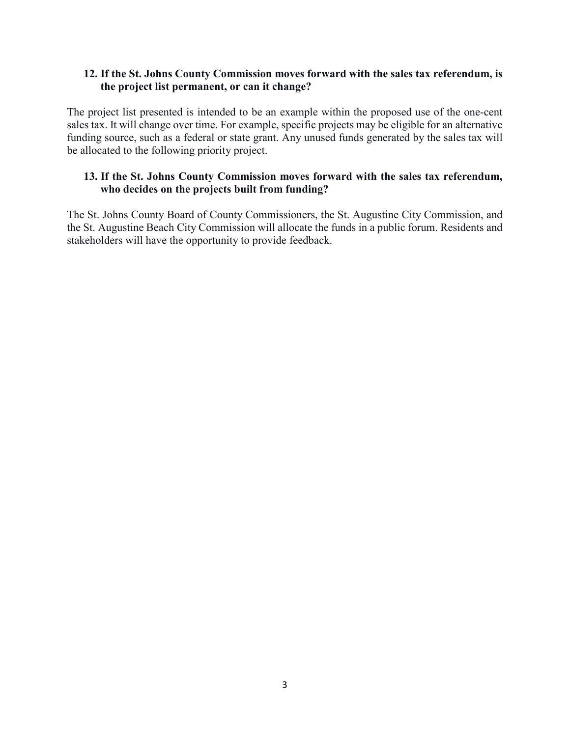**12. If the St. Johns County Commission moves forward with the sales tax referendum, is the project list permanent, or can it change?**

The project list presented is intended to be an example within the proposed use of the one-cent sales tax. It will change over time. For example, specific projects may be eligible for an alternative funding source, such as a federal or state grant. Any unused funds generated by the sales tax will be allocated to the following priority project.

**13. If the St. Johns County Commission moves forward with the sales tax referendum, who decides on the projects built from funding?**

The St. Johns County Board of County Commissioners, the St. Augustine City Commission, and the St. Augustine Beach City Commission will allocate the funds in a public forum. Residents and stakeholders will have the opportunity to provide feedback.